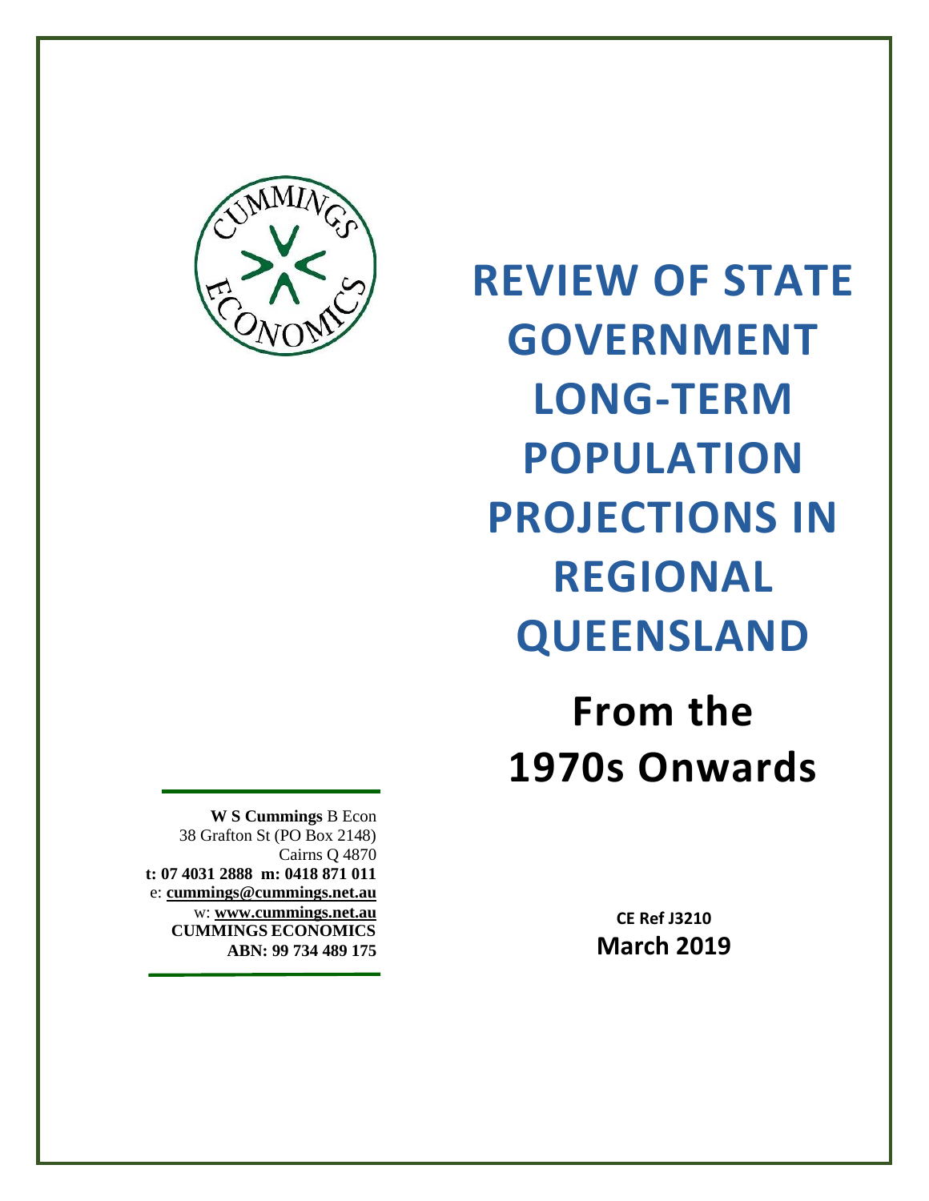# REVIEW OF STATE GOVERNMENT LONG-TERM POPULATION PROJECTIONS IN REGIONAL QUEENSLAND

## From the 1970s Onwards

**W S Cummings** B Econ
38 Grafton St (PO Box 2148)
Cairns Q 4870
**t: 07 4031 2888 m: 0418 871 011**
e: **cummings@cummings.net.au**
w: **www.cummings.net.au**
**CUMMINGS ECONOMICS**
**ABN: 99 734 489 175**

**CE Ref J3210**
**March 2019**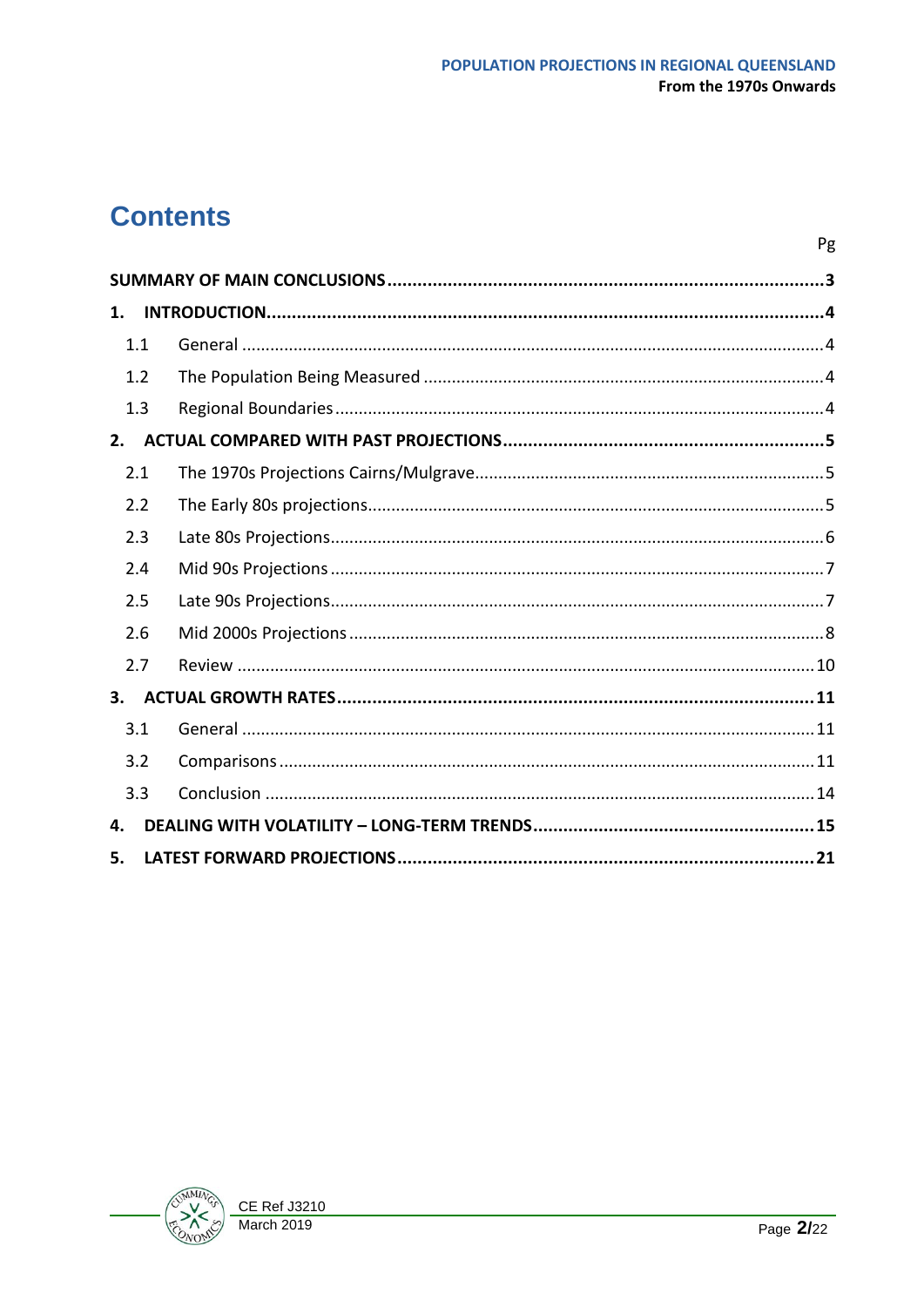# Contents

| | Pg |
|---|---|
| **SUMMARY OF MAIN CONCLUSIONS** | **3** |
| **1. INTRODUCTION** | **4** |
| 1.1 General | 4 |
| 1.2 The Population Being Measured | 4 |
| 1.3 Regional Boundaries | 4 |
| **2. ACTUAL COMPARED WITH PAST PROJECTIONS** | **5** |
| 2.1 The 1970s Projections Cairns/Mulgrave | 5 |
| 2.2 The Early 80s projections | 5 |
| 2.3 Late 80s Projections | 6 |
| 2.4 Mid 90s Projections | 7 |
| 2.5 Late 90s Projections | 7 |
| 2.6 Mid 2000s Projections | 8 |
| 2.7 Review | 10 |
| **3. ACTUAL GROWTH RATES** | **11** |
| 3.1 General | 11 |
| 3.2 Comparisons | 11 |
| 3.3 Conclusion | 14 |
| **4. DEALING WITH VOLATILITY – LONG-TERM TRENDS** | **15** |
| **5. LATEST FORWARD PROJECTIONS** | **21** |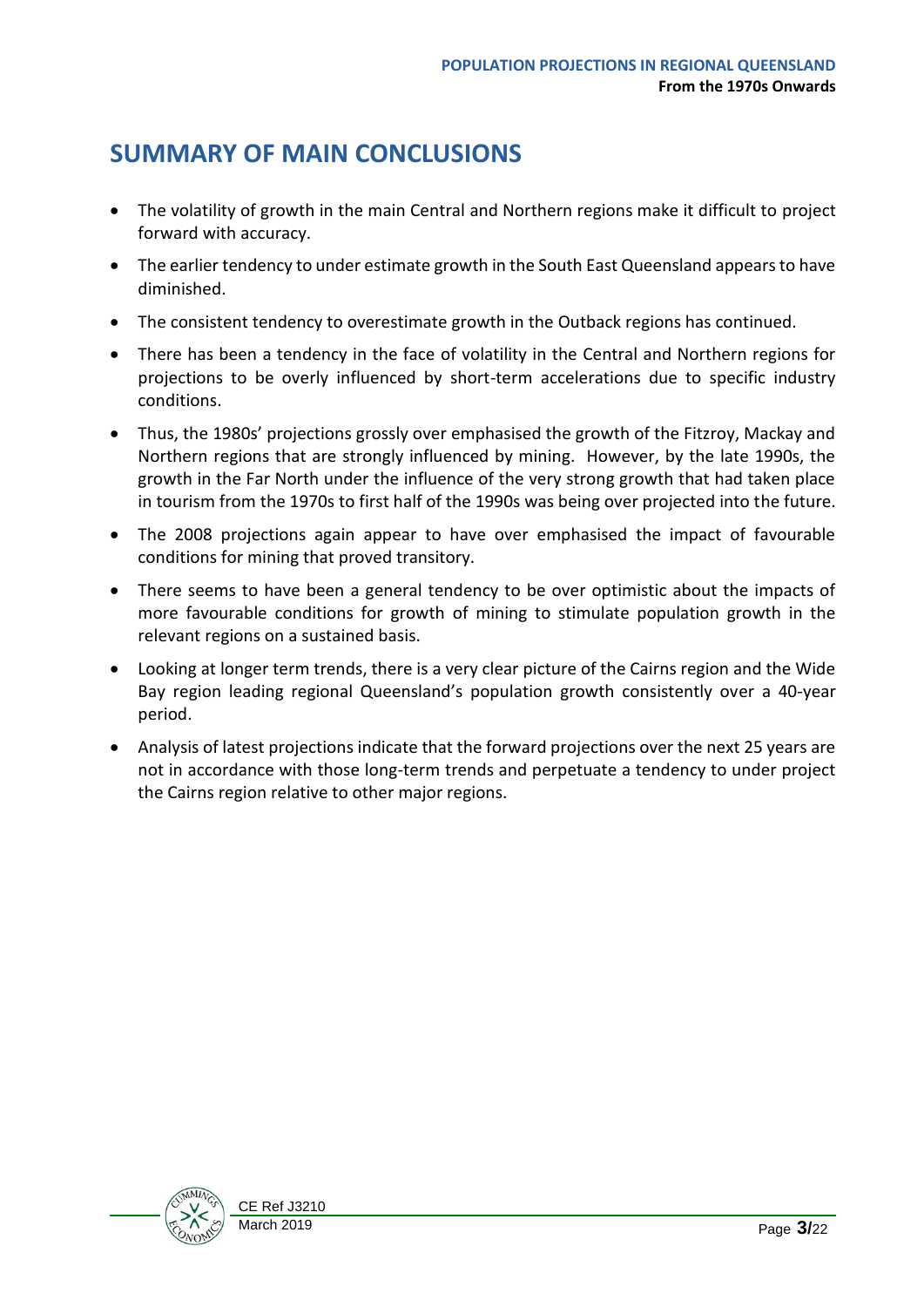# SUMMARY OF MAIN CONCLUSIONS

- The volatility of growth in the main Central and Northern regions make it difficult to project forward with accuracy.
- The earlier tendency to under estimate growth in the South East Queensland appears to have diminished.
- The consistent tendency to overestimate growth in the Outback regions has continued.
- There has been a tendency in the face of volatility in the Central and Northern regions for projections to be overly influenced by short-term accelerations due to specific industry conditions.
- Thus, the 1980s' projections grossly over emphasised the growth of the Fitzroy, Mackay and Northern regions that are strongly influenced by mining. However, by the late 1990s, the growth in the Far North under the influence of the very strong growth that had taken place in tourism from the 1970s to first half of the 1990s was being over projected into the future.
- The 2008 projections again appear to have over emphasised the impact of favourable conditions for mining that proved transitory.
- There seems to have been a general tendency to be over optimistic about the impacts of more favourable conditions for growth of mining to stimulate population growth in the relevant regions on a sustained basis.
- Looking at longer term trends, there is a very clear picture of the Cairns region and the Wide Bay region leading regional Queensland's population growth consistently over a 40-year period.
- Analysis of latest projections indicate that the forward projections over the next 25 years are not in accordance with those long-term trends and perpetuate a tendency to under project the Cairns region relative to other major regions.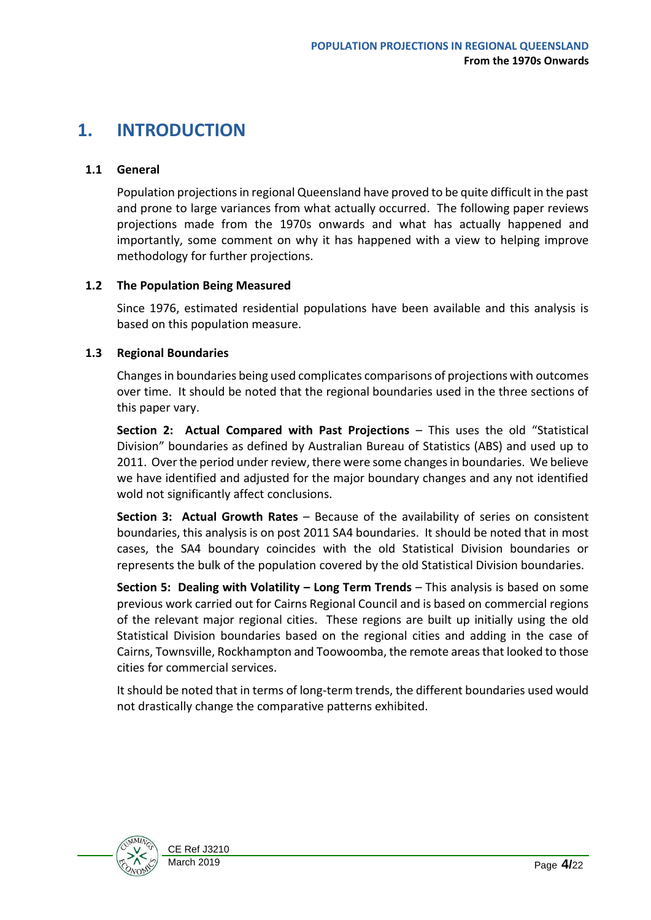# 1. INTRODUCTION

## 1.1 General

Population projections in regional Queensland have proved to be quite difficult in the past and prone to large variances from what actually occurred. The following paper reviews projections made from the 1970s onwards and what has actually happened and importantly, some comment on why it has happened with a view to helping improve methodology for further projections.

## 1.2 The Population Being Measured

Since 1976, estimated residential populations have been available and this analysis is based on this population measure.

## 1.3 Regional Boundaries

Changes in boundaries being used complicates comparisons of projections with outcomes over time. It should be noted that the regional boundaries used in the three sections of this paper vary.

**Section 2: Actual Compared with Past Projections** – This uses the old "Statistical Division" boundaries as defined by Australian Bureau of Statistics (ABS) and used up to 2011. Over the period under review, there were some changes in boundaries. We believe we have identified and adjusted for the major boundary changes and any not identified wold not significantly affect conclusions.

**Section 3: Actual Growth Rates** – Because of the availability of series on consistent boundaries, this analysis is on post 2011 SA4 boundaries. It should be noted that in most cases, the SA4 boundary coincides with the old Statistical Division boundaries or represents the bulk of the population covered by the old Statistical Division boundaries.

**Section 5: Dealing with Volatility – Long Term Trends** – This analysis is based on some previous work carried out for Cairns Regional Council and is based on commercial regions of the relevant major regional cities. These regions are built up initially using the old Statistical Division boundaries based on the regional cities and adding in the case of Cairns, Townsville, Rockhampton and Toowoomba, the remote areas that looked to those cities for commercial services.

It should be noted that in terms of long-term trends, the different boundaries used would not drastically change the comparative patterns exhibited.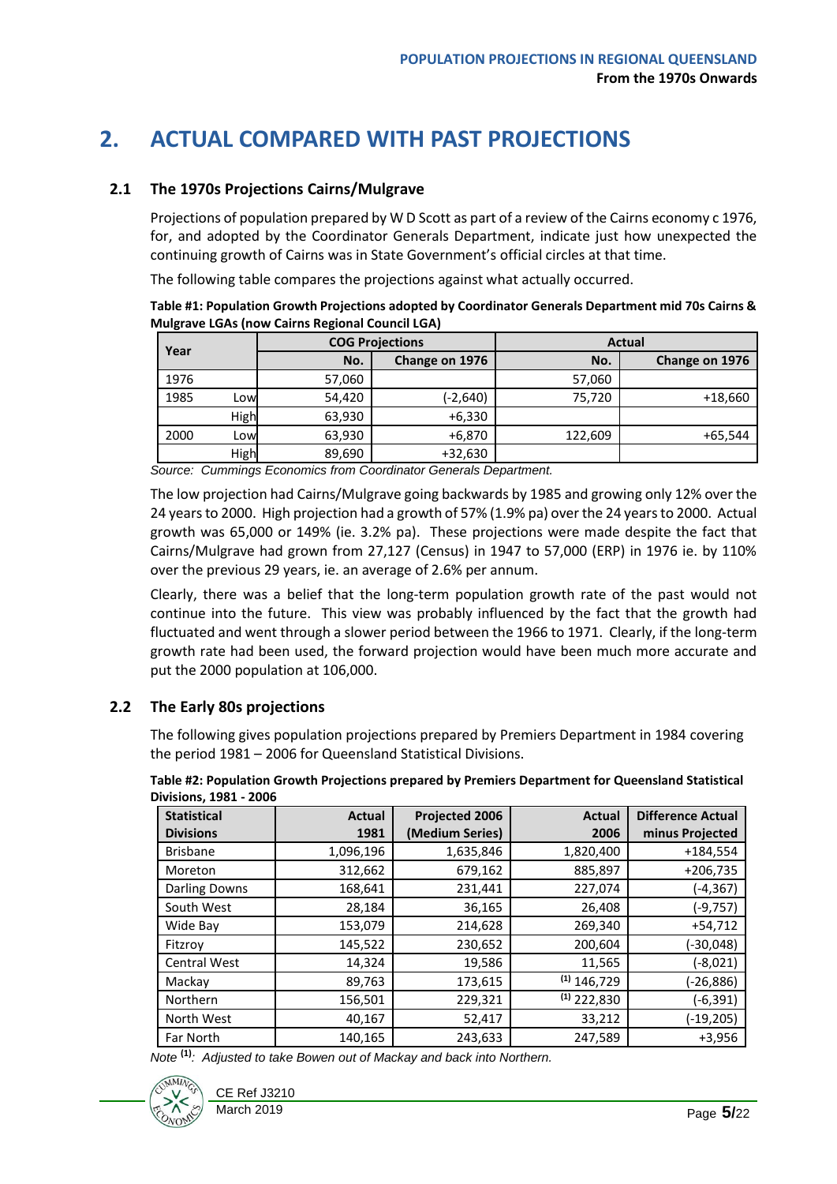# 2. ACTUAL COMPARED WITH PAST PROJECTIONS

## 2.1 The 1970s Projections Cairns/Mulgrave

Projections of population prepared by W D Scott as part of a review of the Cairns economy c 1976, for, and adopted by the Coordinator Generals Department, indicate just how unexpected the continuing growth of Cairns was in State Government's official circles at that time.

The following table compares the projections against what actually occurred.

**Table #1: Population Growth Projections adopted by Coordinator Generals Department mid 70s Cairns & Mulgrave LGAs (now Cairns Regional Council LGA)**

| Year | | COG Projections | | Actual | |
|---|---|---|---|---|---|
| | | No. | Change on 1976 | No. | Change on 1976 |
| 1976 | | 57,060 | | 57,060 | |
| 1985 | Low | 54,420 | (-2,640) | 75,720 | +18,660 |
| | High | 63,930 | +6,330 | | |
| 2000 | Low | 63,930 | +6,870 | 122,609 | +65,544 |
| | High | 89,690 | +32,630 | | |

*Source: Cummings Economics from Coordinator Generals Department.*

The low projection had Cairns/Mulgrave going backwards by 1985 and growing only 12% over the 24 years to 2000. High projection had a growth of 57% (1.9% pa) over the 24 years to 2000. Actual growth was 65,000 or 149% (ie. 3.2% pa). These projections were made despite the fact that Cairns/Mulgrave had grown from 27,127 (Census) in 1947 to 57,000 (ERP) in 1976 ie. by 110% over the previous 29 years, ie. an average of 2.6% per annum.

Clearly, there was a belief that the long-term population growth rate of the past would not continue into the future. This view was probably influenced by the fact that the growth had fluctuated and went through a slower period between the 1966 to 1971. Clearly, if the long-term growth rate had been used, the forward projection would have been much more accurate and put the 2000 population at 106,000.

## 2.2 The Early 80s projections

The following gives population projections prepared by Premiers Department in 1984 covering the period 1981 – 2006 for Queensland Statistical Divisions.

**Table #2: Population Growth Projections prepared by Premiers Department for Queensland Statistical Divisions, 1981 - 2006**

| Statistical Divisions | Actual 1981 | Projected 2006 (Medium Series) | Actual 2006 | Difference Actual minus Projected |
|---|---|---|---|---|
| Brisbane | 1,096,196 | 1,635,846 | 1,820,400 | +184,554 |
| Moreton | 312,662 | 679,162 | 885,897 | +206,735 |
| Darling Downs | 168,641 | 231,441 | 227,074 | (-4,367) |
| South West | 28,184 | 36,165 | 26,408 | (-9,757) |
| Wide Bay | 153,079 | 214,628 | 269,340 | +54,712 |
| Fitzroy | 145,522 | 230,652 | 200,604 | (-30,048) |
| Central West | 14,324 | 19,586 | 11,565 | (-8,021) |
| Mackay | 89,763 | 173,615 | (1) 146,729 | (-26,886) |
| Northern | 156,501 | 229,321 | (1) 222,830 | (-6,391) |
| North West | 40,167 | 52,417 | 33,212 | (-19,205) |
| Far North | 140,165 | 243,633 | 247,589 | +3,956 |

*Note (1): Adjusted to take Bowen out of Mackay and back into Northern.*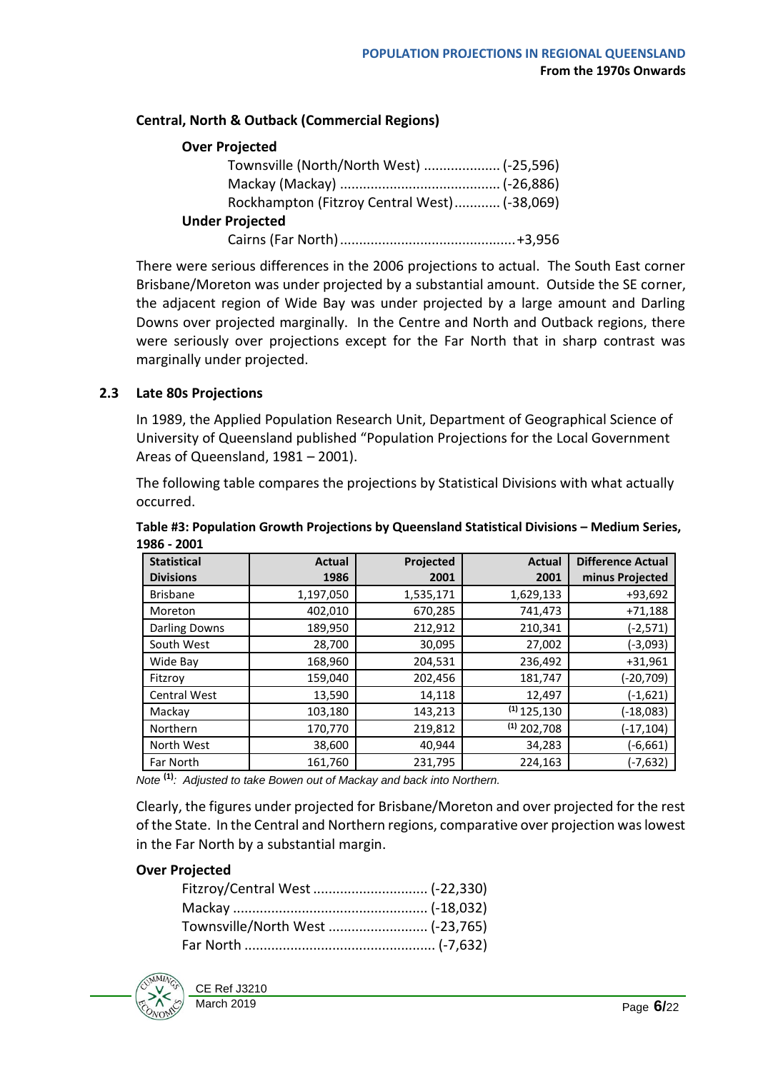**Central, North & Outback (Commercial Regions)**

**Over Projected**

Townsville (North/North West) .................... (-25,596)
Mackay (Mackay) .......................................... (-26,886)
Rockhampton (Fitzroy Central West)............ (-38,069)

**Under Projected**

Cairns (Far North).............................................+3,956

There were serious differences in the 2006 projections to actual. The South East corner Brisbane/Moreton was under projected by a substantial amount. Outside the SE corner, the adjacent region of Wide Bay was under projected by a large amount and Darling Downs over projected marginally. In the Centre and North and Outback regions, there were seriously over projections except for the Far North that in sharp contrast was marginally under projected.

### 2.3 Late 80s Projections

In 1989, the Applied Population Research Unit, Department of Geographical Science of University of Queensland published "Population Projections for the Local Government Areas of Queensland, 1981 – 2001).

The following table compares the projections by Statistical Divisions with what actually occurred.

**Table #3: Population Growth Projections by Queensland Statistical Divisions – Medium Series, 1986 - 2001**

| Statistical Divisions | Actual 1986 | Projected 2001 | Actual 2001 | Difference Actual minus Projected |
|---|---:|---:|---:|---:|
| Brisbane | 1,197,050 | 1,535,171 | 1,629,133 | +93,692 |
| Moreton | 402,010 | 670,285 | 741,473 | +71,188 |
| Darling Downs | 189,950 | 212,912 | 210,341 | (-2,571) |
| South West | 28,700 | 30,095 | 27,002 | (-3,093) |
| Wide Bay | 168,960 | 204,531 | 236,492 | +31,961 |
| Fitzroy | 159,040 | 202,456 | 181,747 | (-20,709) |
| Central West | 13,590 | 14,118 | 12,497 | (-1,621) |
| Mackay | 103,180 | 143,213 | (1) 125,130 | (-18,083) |
| Northern | 170,770 | 219,812 | (1) 202,708 | (-17,104) |
| North West | 38,600 | 40,944 | 34,283 | (-6,661) |
| Far North | 161,760 | 231,795 | 224,163 | (-7,632) |

*Note (1): Adjusted to take Bowen out of Mackay and back into Northern.*

Clearly, the figures under projected for Brisbane/Moreton and over projected for the rest of the State. In the Central and Northern regions, comparative over projection was lowest in the Far North by a substantial margin.

**Over Projected**

Fitzroy/Central West .............................. (-22,330)
Mackay ................................................... (-18,032)
Townsville/North West .......................... (-23,765)
Far North .................................................. (-7,632)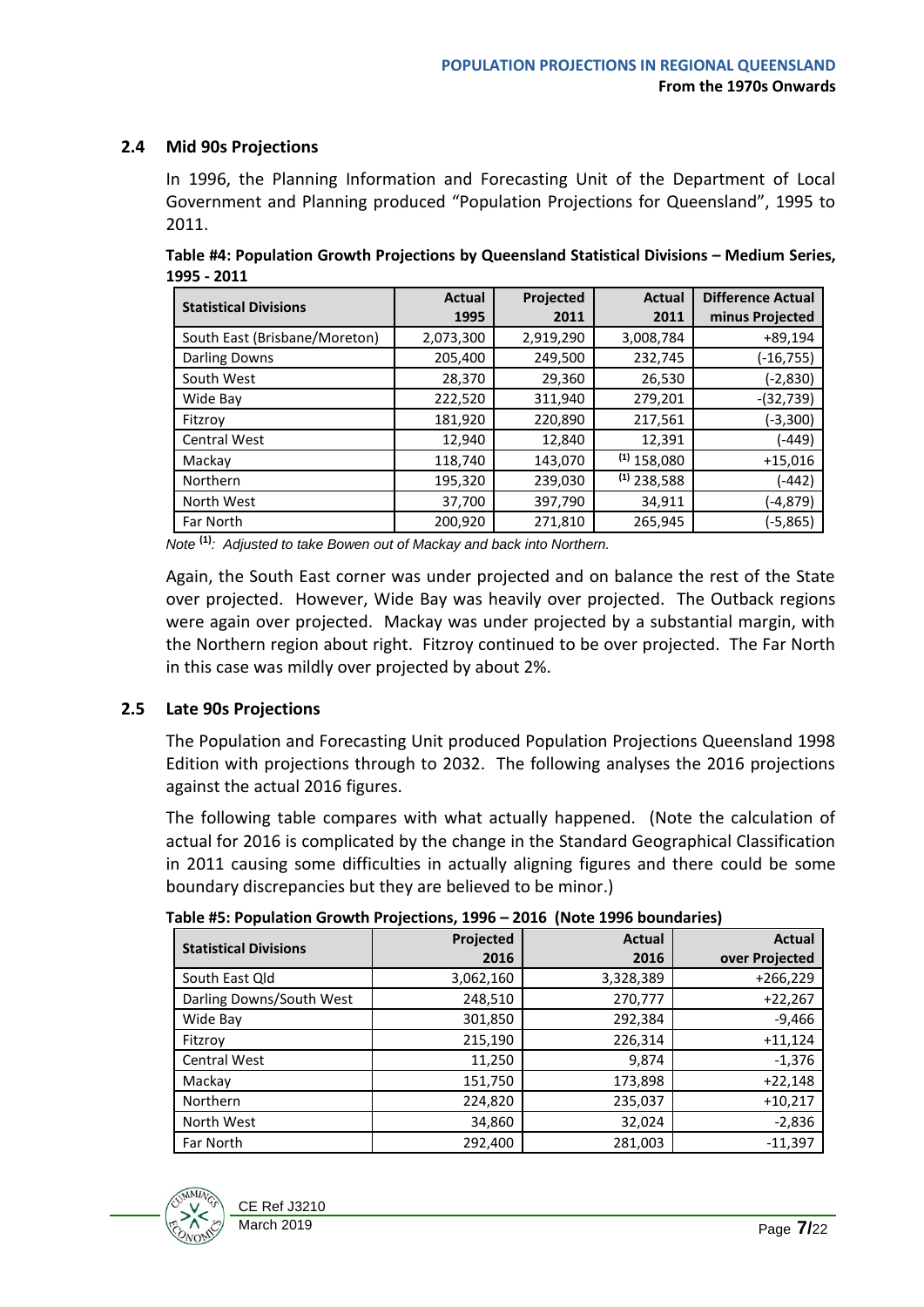## 2.4 Mid 90s Projections

In 1996, the Planning Information and Forecasting Unit of the Department of Local Government and Planning produced "Population Projections for Queensland", 1995 to 2011.

**Table #4: Population Growth Projections by Queensland Statistical Divisions – Medium Series, 1995 - 2011**

| Statistical Divisions | Actual 1995 | Projected 2011 | Actual 2011 | Difference Actual minus Projected |
|---|---|---|---|---|
| South East (Brisbane/Moreton) | 2,073,300 | 2,919,290 | 3,008,784 | +89,194 |
| Darling Downs | 205,400 | 249,500 | 232,745 | (-16,755) |
| South West | 28,370 | 29,360 | 26,530 | (-2,830) |
| Wide Bay | 222,520 | 311,940 | 279,201 | -(32,739) |
| Fitzroy | 181,920 | 220,890 | 217,561 | (-3,300) |
| Central West | 12,940 | 12,840 | 12,391 | (-449) |
| Mackay | 118,740 | 143,070 | (1) 158,080 | +15,016 |
| Northern | 195,320 | 239,030 | (1) 238,588 | (-442) |
| North West | 37,700 | 397,790 | 34,911 | (-4,879) |
| Far North | 200,920 | 271,810 | 265,945 | (-5,865) |

*Note (1): Adjusted to take Bowen out of Mackay and back into Northern.*

Again, the South East corner was under projected and on balance the rest of the State over projected. However, Wide Bay was heavily over projected. The Outback regions were again over projected. Mackay was under projected by a substantial margin, with the Northern region about right. Fitzroy continued to be over projected. The Far North in this case was mildly over projected by about 2%.

## 2.5 Late 90s Projections

The Population and Forecasting Unit produced Population Projections Queensland 1998 Edition with projections through to 2032. The following analyses the 2016 projections against the actual 2016 figures.

The following table compares with what actually happened. (Note the calculation of actual for 2016 is complicated by the change in the Standard Geographical Classification in 2011 causing some difficulties in actually aligning figures and there could be some boundary discrepancies but they are believed to be minor.)

**Table #5: Population Growth Projections, 1996 – 2016 (Note 1996 boundaries)**

| Statistical Divisions | Projected 2016 | Actual 2016 | Actual over Projected |
|---|---|---|---|
| South East Qld | 3,062,160 | 3,328,389 | +266,229 |
| Darling Downs/South West | 248,510 | 270,777 | +22,267 |
| Wide Bay | 301,850 | 292,384 | -9,466 |
| Fitzroy | 215,190 | 226,314 | +11,124 |
| Central West | 11,250 | 9,874 | -1,376 |
| Mackay | 151,750 | 173,898 | +22,148 |
| Northern | 224,820 | 235,037 | +10,217 |
| North West | 34,860 | 32,024 | -2,836 |
| Far North | 292,400 | 281,003 | -11,397 |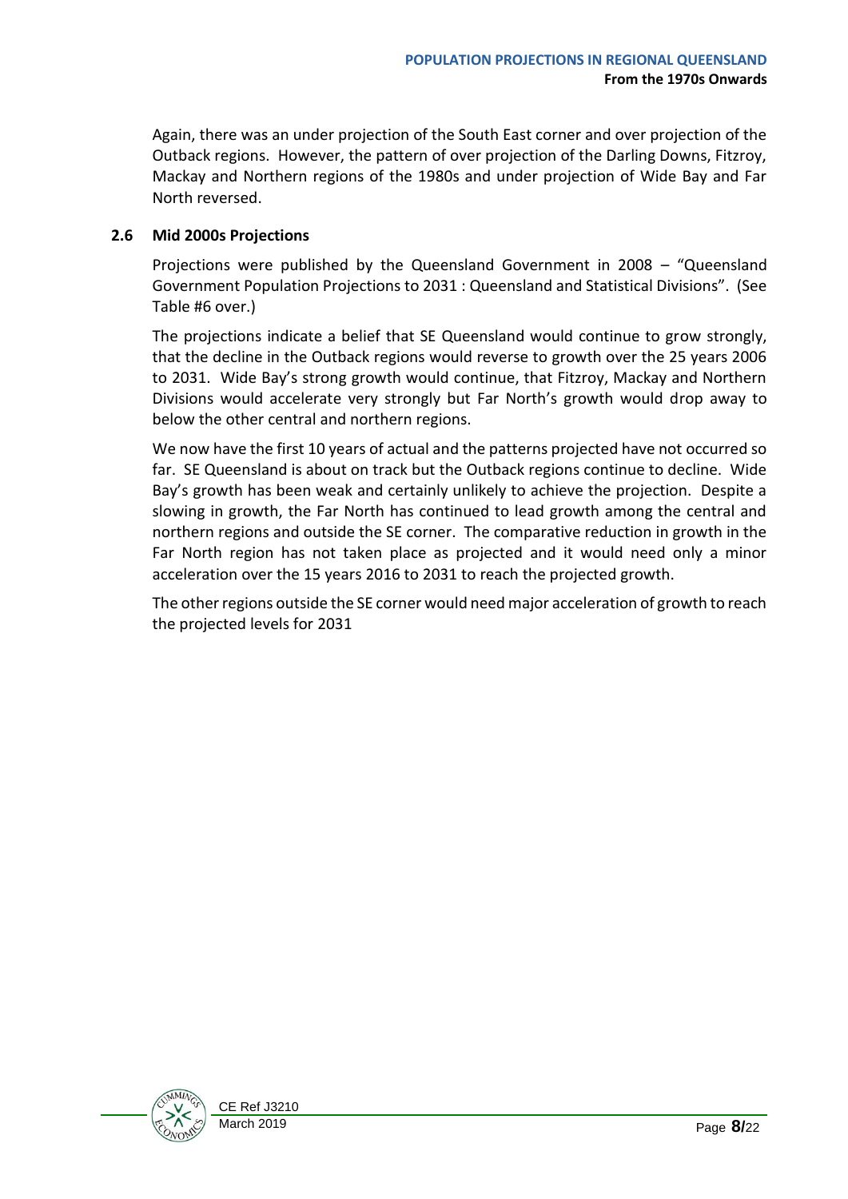Again, there was an under projection of the South East corner and over projection of the Outback regions. However, the pattern of over projection of the Darling Downs, Fitzroy, Mackay and Northern regions of the 1980s and under projection of Wide Bay and Far North reversed.

### 2.6 Mid 2000s Projections

Projections were published by the Queensland Government in 2008 – "Queensland Government Population Projections to 2031 : Queensland and Statistical Divisions". (See Table #6 over.)

The projections indicate a belief that SE Queensland would continue to grow strongly, that the decline in the Outback regions would reverse to growth over the 25 years 2006 to 2031. Wide Bay's strong growth would continue, that Fitzroy, Mackay and Northern Divisions would accelerate very strongly but Far North's growth would drop away to below the other central and northern regions.

We now have the first 10 years of actual and the patterns projected have not occurred so far. SE Queensland is about on track but the Outback regions continue to decline. Wide Bay's growth has been weak and certainly unlikely to achieve the projection. Despite a slowing in growth, the Far North has continued to lead growth among the central and northern regions and outside the SE corner. The comparative reduction in growth in the Far North region has not taken place as projected and it would need only a minor acceleration over the 15 years 2016 to 2031 to reach the projected growth.

The other regions outside the SE corner would need major acceleration of growth to reach the projected levels for 2031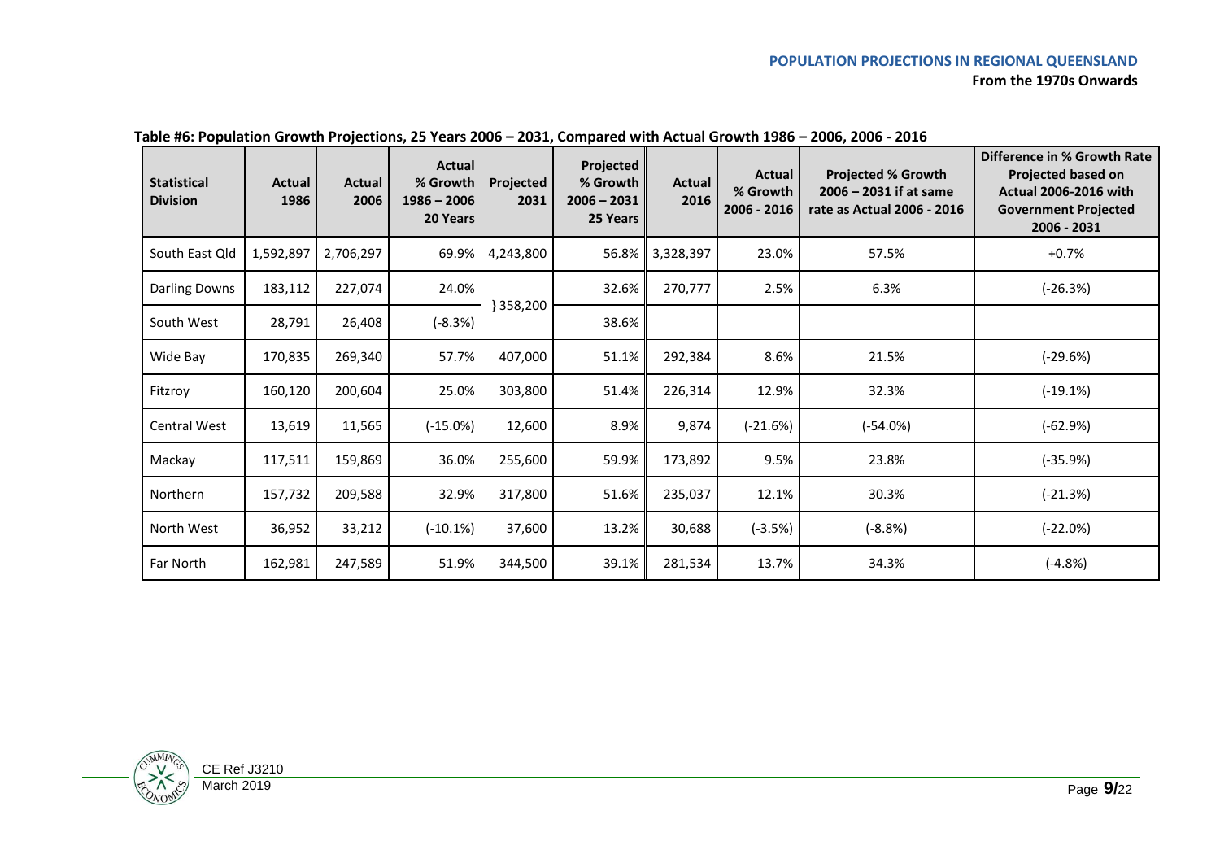**Table #6: Population Growth Projections, 25 Years 2006 – 2031, Compared with Actual Growth 1986 – 2006, 2006 - 2016**

| Statistical Division | Actual 1986 | Actual 2006 | Actual % Growth 1986 – 2006 20 Years | Projected 2031 | Projected % Growth 2006 – 2031 25 Years | Actual 2016 | Actual % Growth 2006 - 2016 | Projected % Growth 2006 – 2031 if at same rate as Actual 2006 - 2016 | Difference in % Growth Rate Projected based on Actual 2006-2016 with Government Projected 2006 - 2031 |
|---|---|---|---|---|---|---|---|---|---|
| South East Qld | 1,592,897 | 2,706,297 | 69.9% | 4,243,800 | 56.8% | 3,328,397 | 23.0% | 57.5% | +0.7% |
| Darling Downs | 183,112 | 227,074 | 24.0% | } 358,200 | 32.6% | 270,777 | 2.5% | 6.3% | (-26.3%) |
| South West | 28,791 | 26,408 | (-8.3%) | | 38.6% | | | | |
| Wide Bay | 170,835 | 269,340 | 57.7% | 407,000 | 51.1% | 292,384 | 8.6% | 21.5% | (-29.6%) |
| Fitzroy | 160,120 | 200,604 | 25.0% | 303,800 | 51.4% | 226,314 | 12.9% | 32.3% | (-19.1%) |
| Central West | 13,619 | 11,565 | (-15.0%) | 12,600 | 8.9% | 9,874 | (-21.6%) | (-54.0%) | (-62.9%) |
| Mackay | 117,511 | 159,869 | 36.0% | 255,600 | 59.9% | 173,892 | 9.5% | 23.8% | (-35.9%) |
| Northern | 157,732 | 209,588 | 32.9% | 317,800 | 51.6% | 235,037 | 12.1% | 30.3% | (-21.3%) |
| North West | 36,952 | 33,212 | (-10.1%) | 37,600 | 13.2% | 30,688 | (-3.5%) | (-8.8%) | (-22.0%) |
| Far North | 162,981 | 247,589 | 51.9% | 344,500 | 39.1% | 281,534 | 13.7% | 34.3% | (-4.8%) |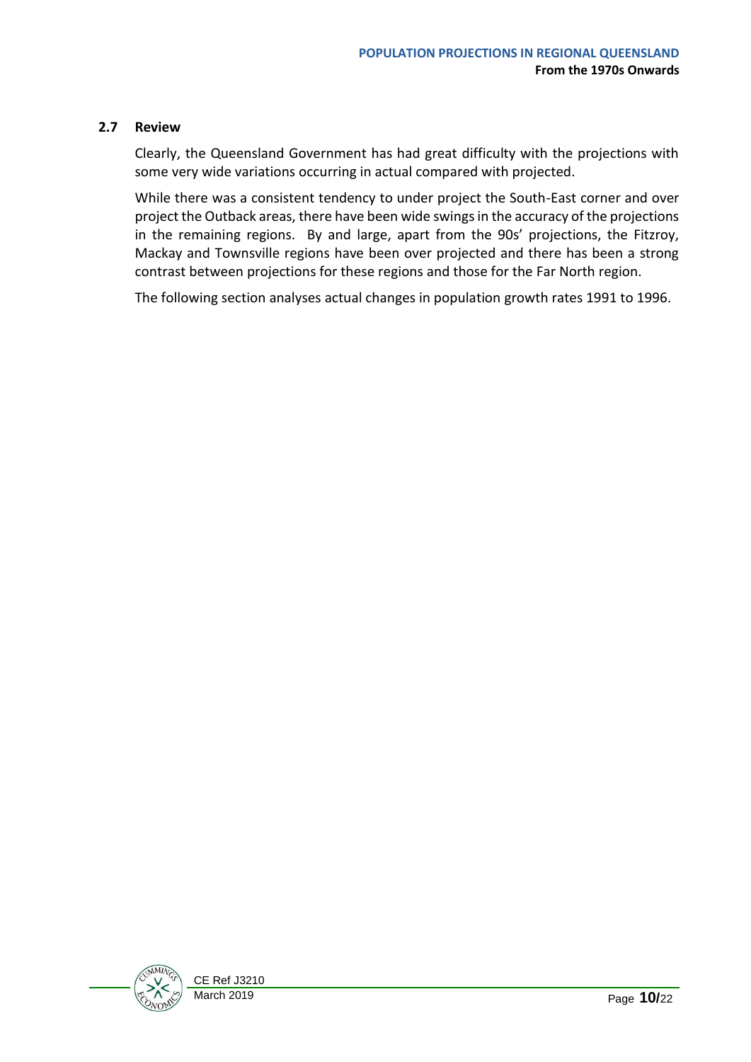## 2.7 Review

Clearly, the Queensland Government has had great difficulty with the projections with some very wide variations occurring in actual compared with projected.

While there was a consistent tendency to under project the South-East corner and over project the Outback areas, there have been wide swings in the accuracy of the projections in the remaining regions. By and large, apart from the 90s' projections, the Fitzroy, Mackay and Townsville regions have been over projected and there has been a strong contrast between projections for these regions and those for the Far North region.

The following section analyses actual changes in population growth rates 1991 to 1996.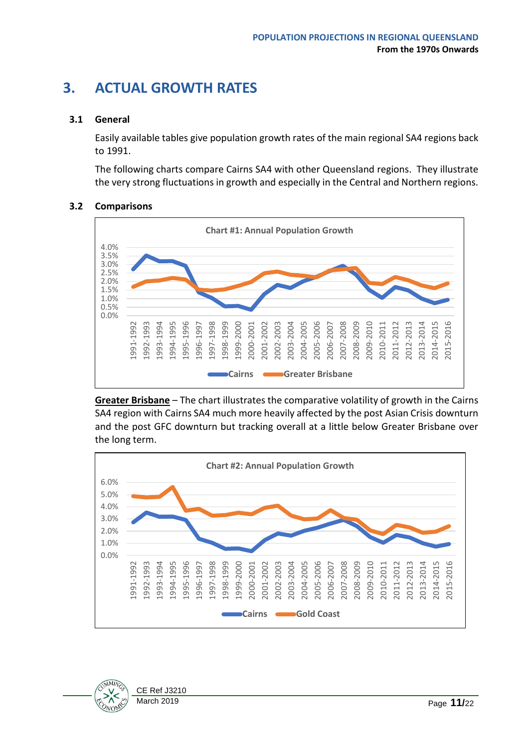# 3. ACTUAL GROWTH RATES

## 3.1 General

Easily available tables give population growth rates of the main regional SA4 regions back to 1991.

The following charts compare Cairns SA4 with other Queensland regions. They illustrate the very strong fluctuations in growth and especially in the Central and Northern regions.

## 3.2 Comparisons

Chart #1: Annual Population Growth

**Greater Brisbane** – The chart illustrates the comparative volatility of growth in the Cairns SA4 region with Cairns SA4 much more heavily affected by the post Asian Crisis downturn and the post GFC downturn but tracking overall at a little below Greater Brisbane over the long term.

Chart #2: Annual Population Growth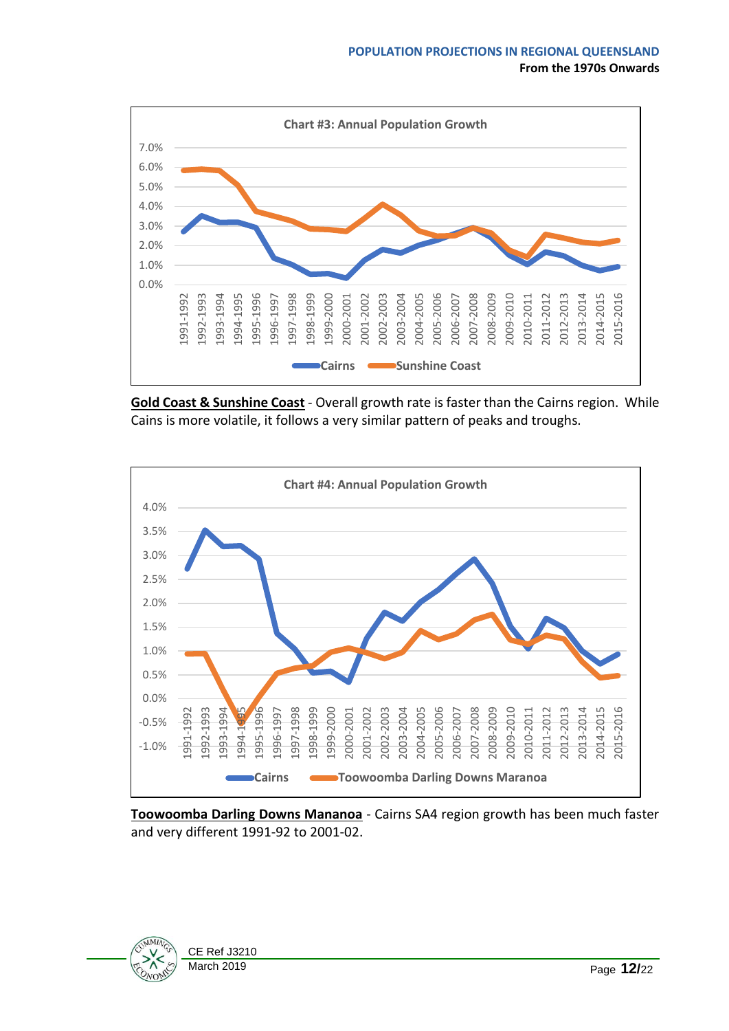**Chart #3: Annual Population Growth**

**Gold Coast & Sunshine Coast** - Overall growth rate is faster than the Cairns region. While Cains is more volatile, it follows a very similar pattern of peaks and troughs.

**Chart #4: Annual Population Growth**

**Toowoomba Darling Downs Mananoa** - Cairns SA4 region growth has been much faster and very different 1991-92 to 2001-02.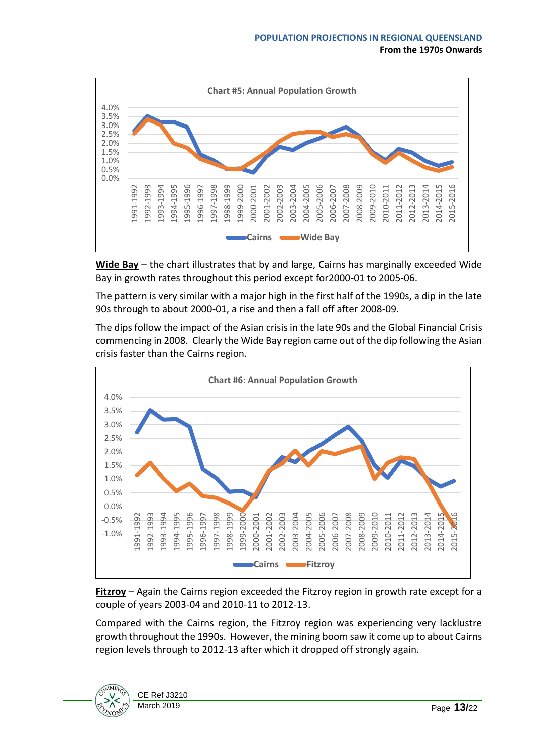Chart #5: Annual Population Growth

**Wide Bay** – the chart illustrates that by and large, Cairns has marginally exceeded Wide Bay in growth rates throughout this period except for2000-01 to 2005-06.

The pattern is very similar with a major high in the first half of the 1990s, a dip in the late 90s through to about 2000-01, a rise and then a fall off after 2008-09.

The dips follow the impact of the Asian crisis in the late 90s and the Global Financial Crisis commencing in 2008. Clearly the Wide Bay region came out of the dip following the Asian crisis faster than the Cairns region.

Chart #6: Annual Population Growth

**Fitzroy** – Again the Cairns region exceeded the Fitzroy region in growth rate except for a couple of years 2003-04 and 2010-11 to 2012-13.

Compared with the Cairns region, the Fitzroy region was experiencing very lacklustre growth throughout the 1990s. However, the mining boom saw it come up to about Cairns region levels through to 2012-13 after which it dropped off strongly again.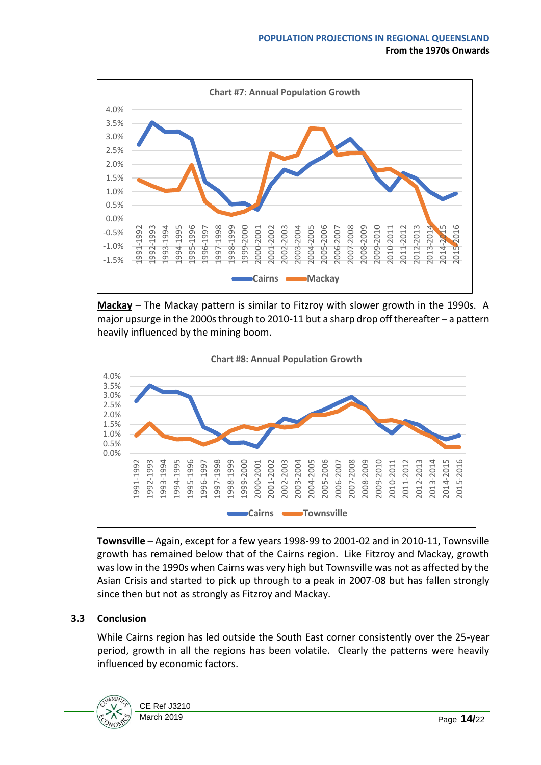**Chart #7: Annual Population Growth**

**Mackay** – The Mackay pattern is similar to Fitzroy with slower growth in the 1990s. A major upsurge in the 2000s through to 2010-11 but a sharp drop off thereafter – a pattern heavily influenced by the mining boom.

**Chart #8: Annual Population Growth**

**Townsville** – Again, except for a few years 1998-99 to 2001-02 and in 2010-11, Townsville growth has remained below that of the Cairns region. Like Fitzroy and Mackay, growth was low in the 1990s when Cairns was very high but Townsville was not as affected by the Asian Crisis and started to pick up through to a peak in 2007-08 but has fallen strongly since then but not as strongly as Fitzroy and Mackay.

### 3.3 Conclusion

While Cairns region has led outside the South East corner consistently over the 25-year period, growth in all the regions has been volatile. Clearly the patterns were heavily influenced by economic factors.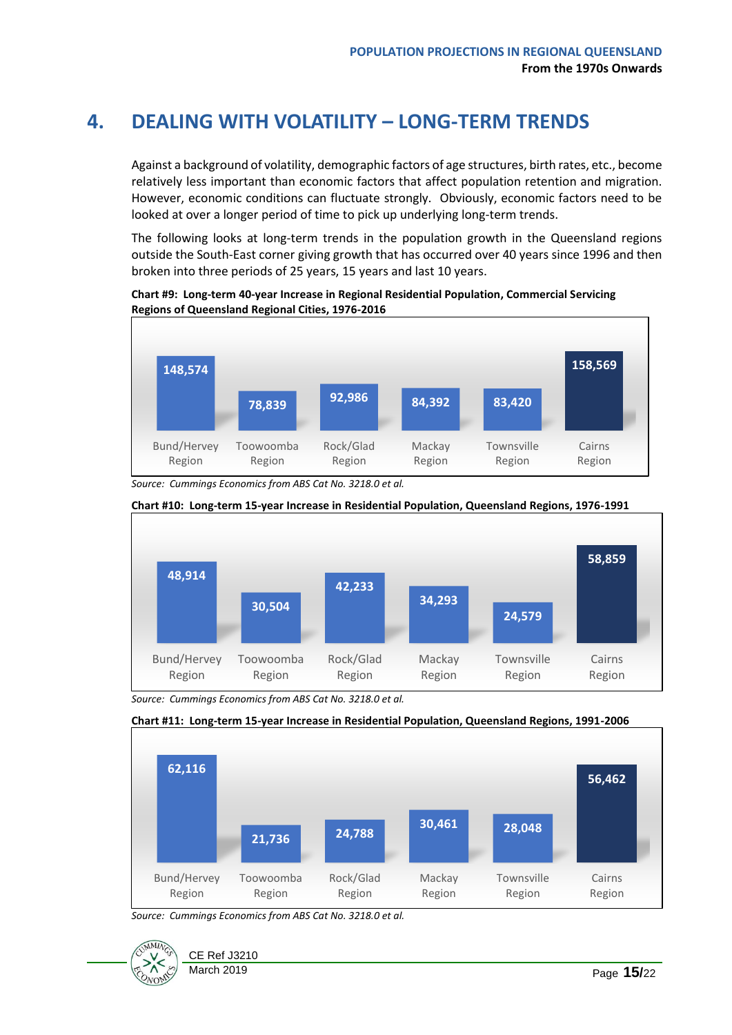# 4. DEALING WITH VOLATILITY – LONG-TERM TRENDS

Against a background of volatility, demographic factors of age structures, birth rates, etc., become relatively less important than economic factors that affect population retention and migration. However, economic conditions can fluctuate strongly. Obviously, economic factors need to be looked at over a longer period of time to pick up underlying long-term trends.

The following looks at long-term trends in the population growth in the Queensland regions outside the South-East corner giving growth that has occurred over 40 years since 1996 and then broken into three periods of 25 years, 15 years and last 10 years.

**Chart #9: Long-term 40-year Increase in Regional Residential Population, Commercial Servicing Regions of Queensland Regional Cities, 1976-2016**

| Bund/Hervey Region | Toowoomba Region | Rock/Glad Region | Mackay Region | Townsville Region | Cairns Region |
|---|---|---|---|---|---|
| 148,574 | 78,839 | 92,986 | 84,392 | 83,420 | 158,569 |

*Source: Cummings Economics from ABS Cat No. 3218.0 et al.*

**Chart #10: Long-term 15-year Increase in Residential Population, Queensland Regions, 1976-1991**

| Bund/Hervey Region | Toowoomba Region | Rock/Glad Region | Mackay Region | Townsville Region | Cairns Region |
|---|---|---|---|---|---|
| 48,914 | 30,504 | 42,233 | 34,293 | 24,579 | 58,859 |

*Source: Cummings Economics from ABS Cat No. 3218.0 et al.*

**Chart #11: Long-term 15-year Increase in Residential Population, Queensland Regions, 1991-2006**

| Bund/Hervey Region | Toowoomba Region | Rock/Glad Region | Mackay Region | Townsville Region | Cairns Region |
|---|---|---|---|---|---|
| 62,116 | 21,736 | 24,788 | 30,461 | 28,048 | 56,462 |

*Source: Cummings Economics from ABS Cat No. 3218.0 et al.*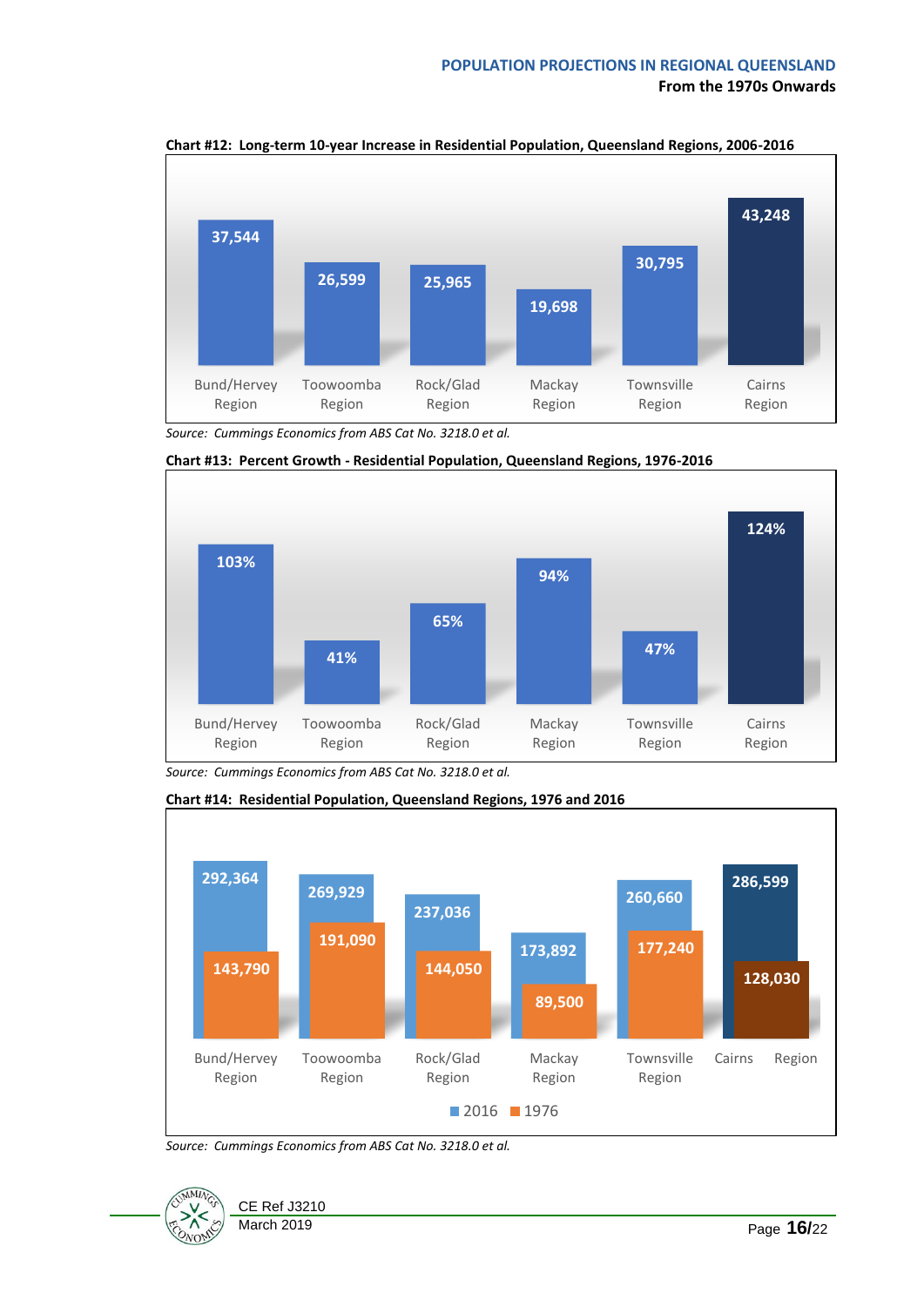**Chart #12: Long-term 10-year Increase in Residential Population, Queensland Regions, 2006-2016**

| Region | Increase |
|---|---|
| Bund/Hervey Region | 37,544 |
| Toowoomba Region | 26,599 |
| Rock/Glad Region | 25,965 |
| Mackay Region | 19,698 |
| Townsville Region | 30,795 |
| Cairns Region | 43,248 |

*Source: Cummings Economics from ABS Cat No. 3218.0 et al.*

**Chart #13: Percent Growth - Residential Population, Queensland Regions, 1976-2016**

| Region | Growth |
|---|---|
| Bund/Hervey Region | 103% |
| Toowoomba Region | 41% |
| Rock/Glad Region | 65% |
| Mackay Region | 94% |
| Townsville Region | 47% |
| Cairns Region | 124% |

*Source: Cummings Economics from ABS Cat No. 3218.0 et al.*

**Chart #14: Residential Population, Queensland Regions, 1976 and 2016**

| Region | 2016 | 1976 |
|---|---|---|
| Bund/Hervey Region | 292,364 | 143,790 |
| Toowoomba Region | 269,929 | 191,090 |
| Rock/Glad Region | 237,036 | 144,050 |
| Mackay Region | 173,892 | 89,500 |
| Townsville Region | 260,660 | 177,240 |
| Cairns Region | 286,599 | 128,030 |

*Source: Cummings Economics from ABS Cat No. 3218.0 et al.*

CE Ref J3210
March 2019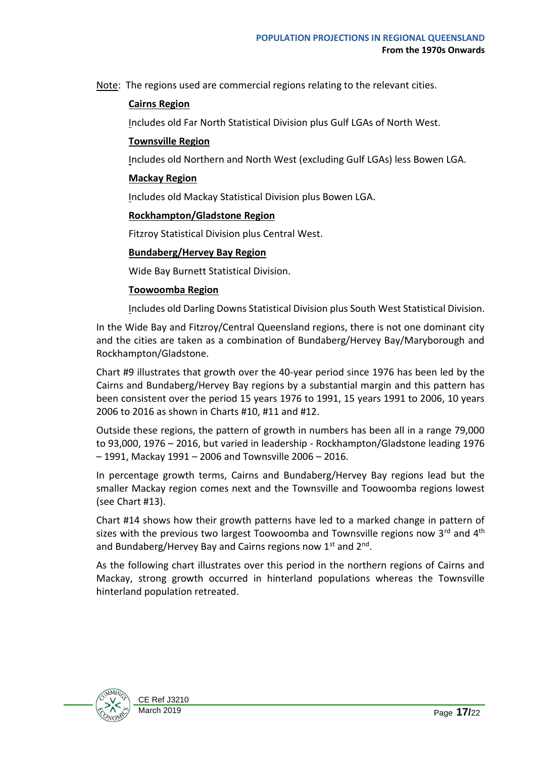Note: The regions used are commercial regions relating to the relevant cities.

**Cairns Region**

Includes old Far North Statistical Division plus Gulf LGAs of North West.

**Townsville Region**

Includes old Northern and North West (excluding Gulf LGAs) less Bowen LGA.

**Mackay Region**

Includes old Mackay Statistical Division plus Bowen LGA.

**Rockhampton/Gladstone Region**

Fitzroy Statistical Division plus Central West.

**Bundaberg/Hervey Bay Region**

Wide Bay Burnett Statistical Division.

**Toowoomba Region**

Includes old Darling Downs Statistical Division plus South West Statistical Division.

In the Wide Bay and Fitzroy/Central Queensland regions, there is not one dominant city and the cities are taken as a combination of Bundaberg/Hervey Bay/Maryborough and Rockhampton/Gladstone.

Chart #9 illustrates that growth over the 40-year period since 1976 has been led by the Cairns and Bundaberg/Hervey Bay regions by a substantial margin and this pattern has been consistent over the period 15 years 1976 to 1991, 15 years 1991 to 2006, 10 years 2006 to 2016 as shown in Charts #10, #11 and #12.

Outside these regions, the pattern of growth in numbers has been all in a range 79,000 to 93,000, 1976 – 2016, but varied in leadership - Rockhampton/Gladstone leading 1976 – 1991, Mackay 1991 – 2006 and Townsville 2006 – 2016.

In percentage growth terms, Cairns and Bundaberg/Hervey Bay regions lead but the smaller Mackay region comes next and the Townsville and Toowoomba regions lowest (see Chart #13).

Chart #14 shows how their growth patterns have led to a marked change in pattern of sizes with the previous two largest Toowoomba and Townsville regions now 3rd and 4th and Bundaberg/Hervey Bay and Cairns regions now 1st and 2nd.

As the following chart illustrates over this period in the northern regions of Cairns and Mackay, strong growth occurred in hinterland populations whereas the Townsville hinterland population retreated.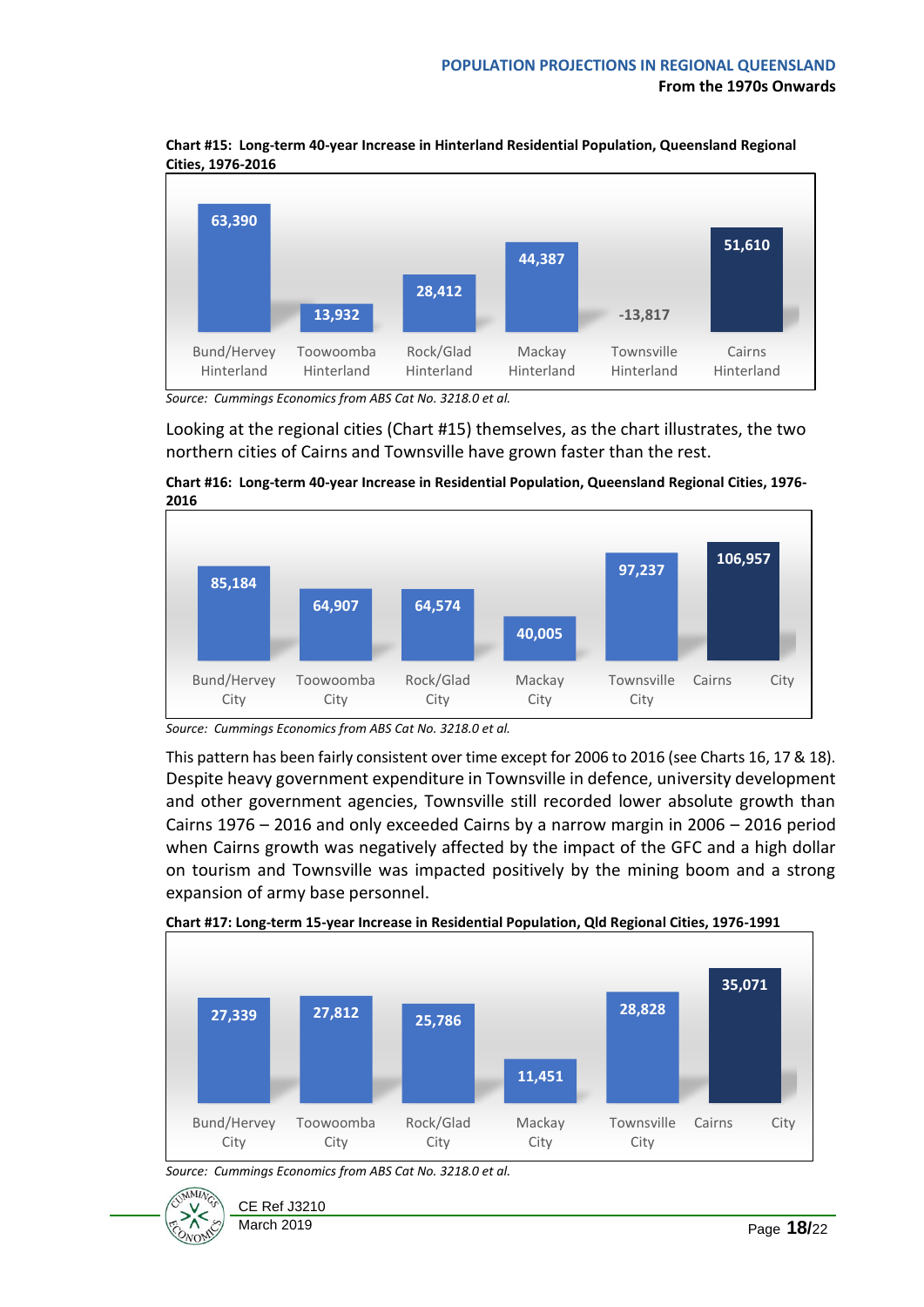**Chart #15: Long-term 40-year Increase in Hinterland Residential Population, Queensland Regional Cities, 1976-2016**

| Bund/Hervey Hinterland | Toowoomba Hinterland | Rock/Glad Hinterland | Mackay Hinterland | Townsville Hinterland | Cairns Hinterland |
|---|---|---|---|---|---|
| 63,390 | 13,932 | 28,412 | 44,387 | -13,817 | 51,610 |

*Source: Cummings Economics from ABS Cat No. 3218.0 et al.*

Looking at the regional cities (Chart #15) themselves, as the chart illustrates, the two northern cities of Cairns and Townsville have grown faster than the rest.

**Chart #16: Long-term 40-year Increase in Residential Population, Queensland Regional Cities, 1976-2016**

| Bund/Hervey City | Toowoomba City | Rock/Glad City | Mackay City | Townsville City | Cairns City |
|---|---|---|---|---|---|
| 85,184 | 64,907 | 64,574 | 40,005 | 97,237 | 106,957 |

*Source: Cummings Economics from ABS Cat No. 3218.0 et al.*

This pattern has been fairly consistent over time except for 2006 to 2016 (see Charts 16, 17 & 18). Despite heavy government expenditure in Townsville in defence, university development and other government agencies, Townsville still recorded lower absolute growth than Cairns 1976 – 2016 and only exceeded Cairns by a narrow margin in 2006 – 2016 period when Cairns growth was negatively affected by the impact of the GFC and a high dollar on tourism and Townsville was impacted positively by the mining boom and a strong expansion of army base personnel.

**Chart #17: Long-term 15-year Increase in Residential Population, Qld Regional Cities, 1976-1991**

| Bund/Hervey City | Toowoomba City | Rock/Glad City | Mackay City | Townsville City | Cairns City |
|---|---|---|---|---|---|
| 27,339 | 27,812 | 25,786 | 11,451 | 28,828 | 35,071 |

*Source: Cummings Economics from ABS Cat No. 3218.0 et al.*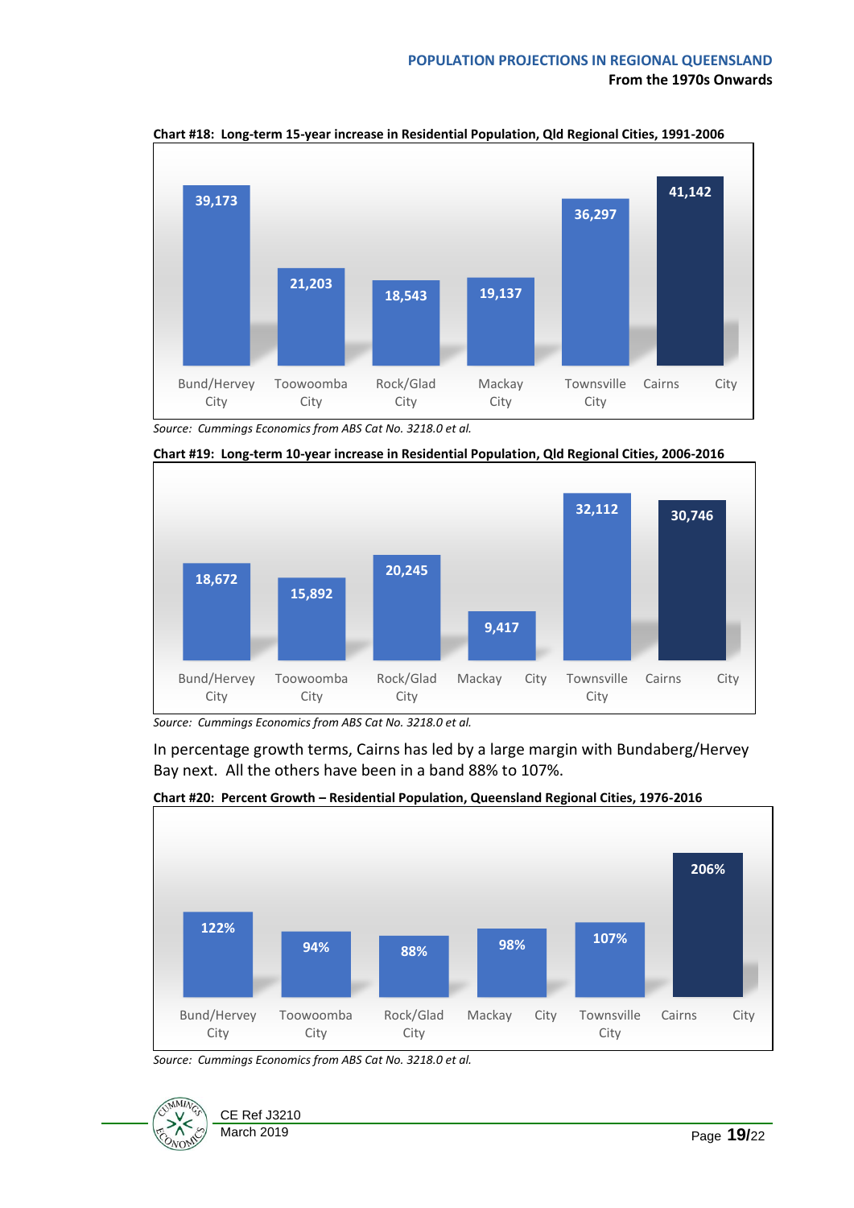**Chart #18: Long-term 15-year increase in Residential Population, Qld Regional Cities, 1991-2006**

| Bund/Hervey City | Toowoomba City | Rock/Glad City | Mackay City | Townsville City | Cairns City |
|---|---|---|---|---|---|
| 39,173 | 21,203 | 18,543 | 19,137 | 36,297 | 41,142 |

*Source: Cummings Economics from ABS Cat No. 3218.0 et al.*

**Chart #19: Long-term 10-year increase in Residential Population, Qld Regional Cities, 2006-2016**

| Bund/Hervey City | Toowoomba City | Rock/Glad City | Mackay City | Townsville City | Cairns City |
|---|---|---|---|---|---|
| 18,672 | 15,892 | 20,245 | 9,417 | 32,112 | 30,746 |

*Source: Cummings Economics from ABS Cat No. 3218.0 et al.*

In percentage growth terms, Cairns has led by a large margin with Bundaberg/Hervey Bay next. All the others have been in a band 88% to 107%.

**Chart #20: Percent Growth – Residential Population, Queensland Regional Cities, 1976-2016**

| Bund/Hervey City | Toowoomba City | Rock/Glad City | Mackay City | Townsville City | Cairns City |
|---|---|---|---|---|---|
| 122% | 94% | 88% | 98% | 107% | 206% |

*Source: Cummings Economics from ABS Cat No. 3218.0 et al.*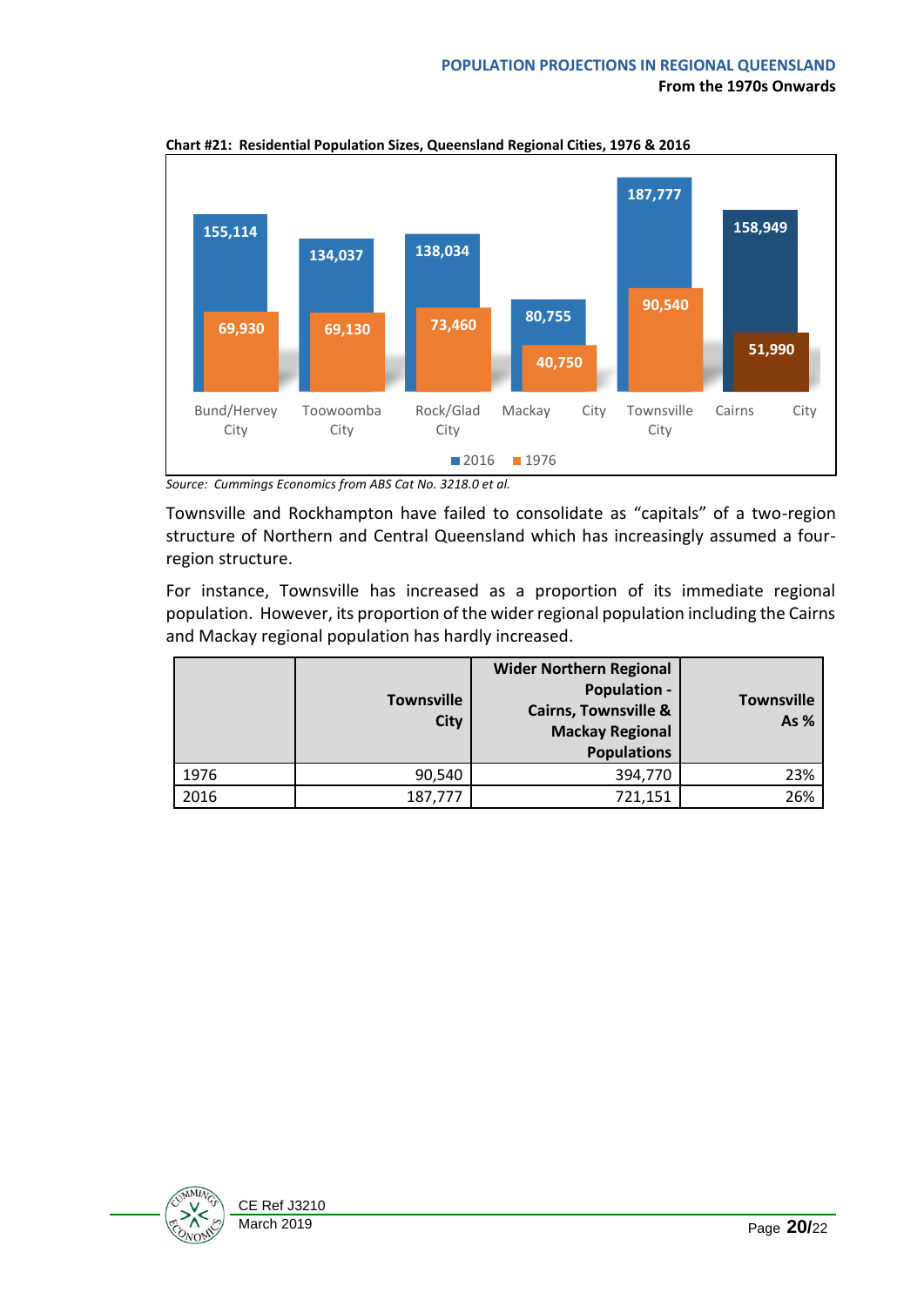**Chart #21: Residential Population Sizes, Queensland Regional Cities, 1976 & 2016**

| | 2016 | 1976 |
|---|---|---|
| Bund/Hervey City | 155,114 | 69,930 |
| Toowoomba City | 134,037 | 69,130 |
| Rock/Glad City | 138,034 | 73,460 |
| Mackay City | 80,755 | 40,750 |
| Townsville City | 187,777 | 90,540 |
| Cairns City | 158,949 | 51,990 |

*Source: Cummings Economics from ABS Cat No. 3218.0 et al.*

Townsville and Rockhampton have failed to consolidate as "capitals" of a two-region structure of Northern and Central Queensland which has increasingly assumed a four-region structure.

For instance, Townsville has increased as a proportion of its immediate regional population. However, its proportion of the wider regional population including the Cairns and Mackay regional population has hardly increased.

| | Townsville City | Wider Northern Regional Population - Cairns, Townsville & Mackay Regional Populations | Townsville As % |
|---|---|---|---|
| 1976 | 90,540 | 394,770 | 23% |
| 2016 | 187,777 | 721,151 | 26% |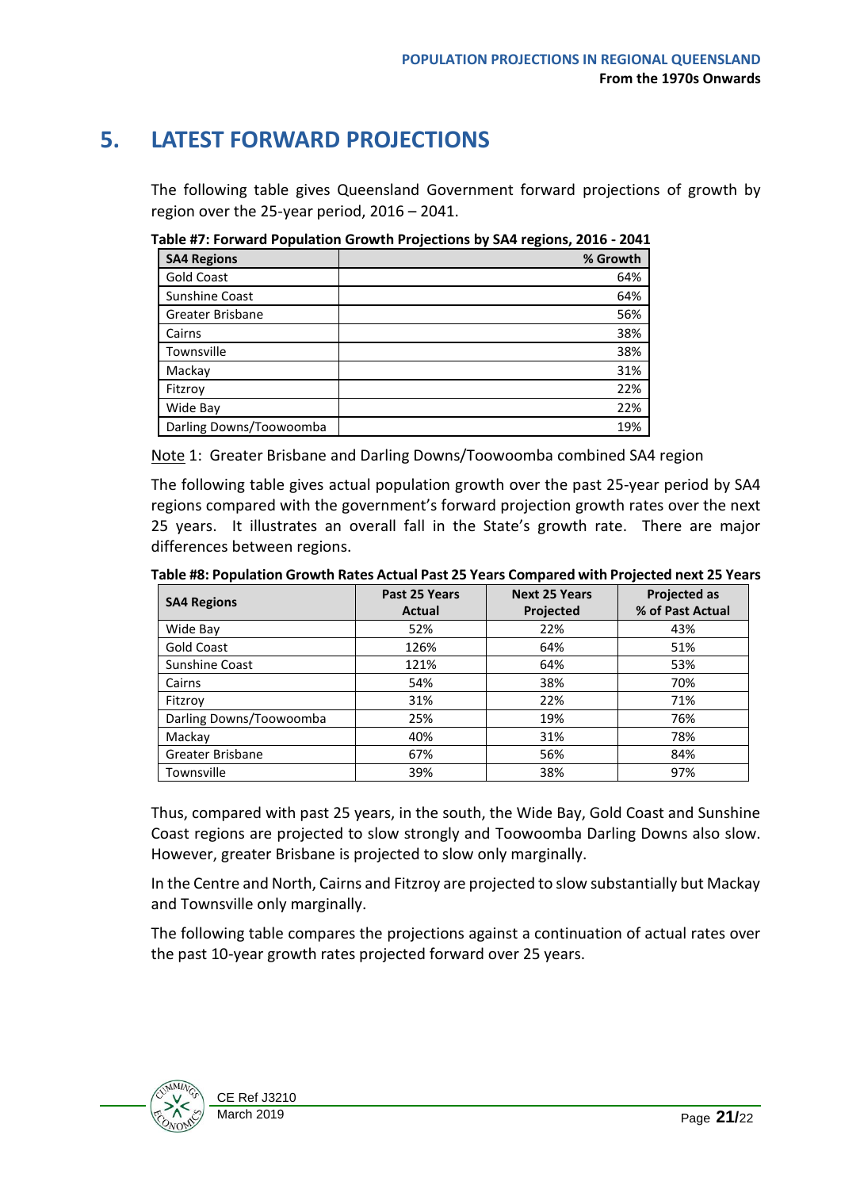# 5. LATEST FORWARD PROJECTIONS

The following table gives Queensland Government forward projections of growth by region over the 25-year period, 2016 – 2041.

**Table #7: Forward Population Growth Projections by SA4 regions, 2016 - 2041**

| SA4 Regions | % Growth |
|---|---|
| Gold Coast | 64% |
| Sunshine Coast | 64% |
| Greater Brisbane | 56% |
| Cairns | 38% |
| Townsville | 38% |
| Mackay | 31% |
| Fitzroy | 22% |
| Wide Bay | 22% |
| Darling Downs/Toowoomba | 19% |

Note 1: Greater Brisbane and Darling Downs/Toowoomba combined SA4 region

The following table gives actual population growth over the past 25-year period by SA4 regions compared with the government's forward projection growth rates over the next 25 years. It illustrates an overall fall in the State's growth rate. There are major differences between regions.

**Table #8: Population Growth Rates Actual Past 25 Years Compared with Projected next 25 Years**

| SA4 Regions | Past 25 Years Actual | Next 25 Years Projected | Projected as % of Past Actual |
|---|---|---|---|
| Wide Bay | 52% | 22% | 43% |
| Gold Coast | 126% | 64% | 51% |
| Sunshine Coast | 121% | 64% | 53% |
| Cairns | 54% | 38% | 70% |
| Fitzroy | 31% | 22% | 71% |
| Darling Downs/Toowoomba | 25% | 19% | 76% |
| Mackay | 40% | 31% | 78% |
| Greater Brisbane | 67% | 56% | 84% |
| Townsville | 39% | 38% | 97% |

Thus, compared with past 25 years, in the south, the Wide Bay, Gold Coast and Sunshine Coast regions are projected to slow strongly and Toowoomba Darling Downs also slow. However, greater Brisbane is projected to slow only marginally.

In the Centre and North, Cairns and Fitzroy are projected to slow substantially but Mackay and Townsville only marginally.

The following table compares the projections against a continuation of actual rates over the past 10-year growth rates projected forward over 25 years.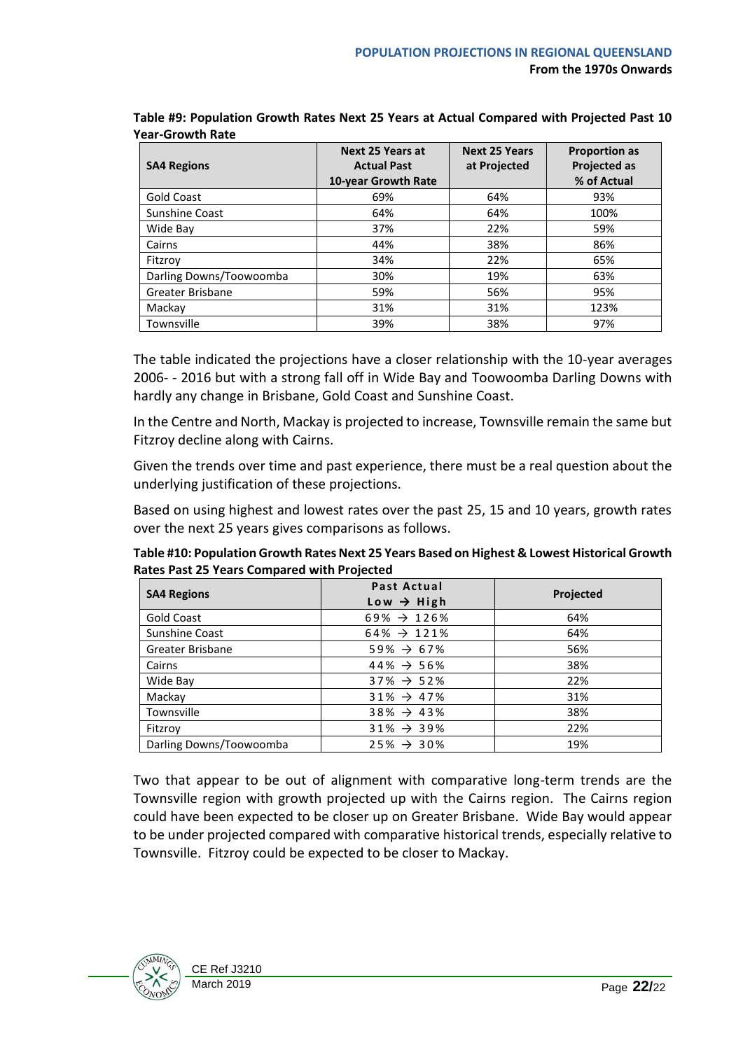**Table #9: Population Growth Rates Next 25 Years at Actual Compared with Projected Past 10 Year-Growth Rate**

| SA4 Regions | Next 25 Years at Actual Past 10-year Growth Rate | Next 25 Years at Projected | Proportion as Projected as % of Actual |
|---|---|---|---|
| Gold Coast | 69% | 64% | 93% |
| Sunshine Coast | 64% | 64% | 100% |
| Wide Bay | 37% | 22% | 59% |
| Cairns | 44% | 38% | 86% |
| Fitzroy | 34% | 22% | 65% |
| Darling Downs/Toowoomba | 30% | 19% | 63% |
| Greater Brisbane | 59% | 56% | 95% |
| Mackay | 31% | 31% | 123% |
| Townsville | 39% | 38% | 97% |

The table indicated the projections have a closer relationship with the 10-year averages 2006- - 2016 but with a strong fall off in Wide Bay and Toowoomba Darling Downs with hardly any change in Brisbane, Gold Coast and Sunshine Coast.

In the Centre and North, Mackay is projected to increase, Townsville remain the same but Fitzroy decline along with Cairns.

Given the trends over time and past experience, there must be a real question about the underlying justification of these projections.

Based on using highest and lowest rates over the past 25, 15 and 10 years, growth rates over the next 25 years gives comparisons as follows.

**Table #10: Population Growth Rates Next 25 Years Based on Highest & Lowest Historical Growth Rates Past 25 Years Compared with Projected**

| SA4 Regions | Past Actual Low → High | Projected |
|---|---|---|
| Gold Coast | 69% → 126% | 64% |
| Sunshine Coast | 64% → 121% | 64% |
| Greater Brisbane | 59% → 67% | 56% |
| Cairns | 44% → 56% | 38% |
| Wide Bay | 37% → 52% | 22% |
| Mackay | 31% → 47% | 31% |
| Townsville | 38% → 43% | 38% |
| Fitzroy | 31% → 39% | 22% |
| Darling Downs/Toowoomba | 25% → 30% | 19% |

Two that appear to be out of alignment with comparative long-term trends are the Townsville region with growth projected up with the Cairns region. The Cairns region could have been expected to be closer up on Greater Brisbane. Wide Bay would appear to be under projected compared with comparative historical trends, especially relative to Townsville. Fitzroy could be expected to be closer to Mackay.